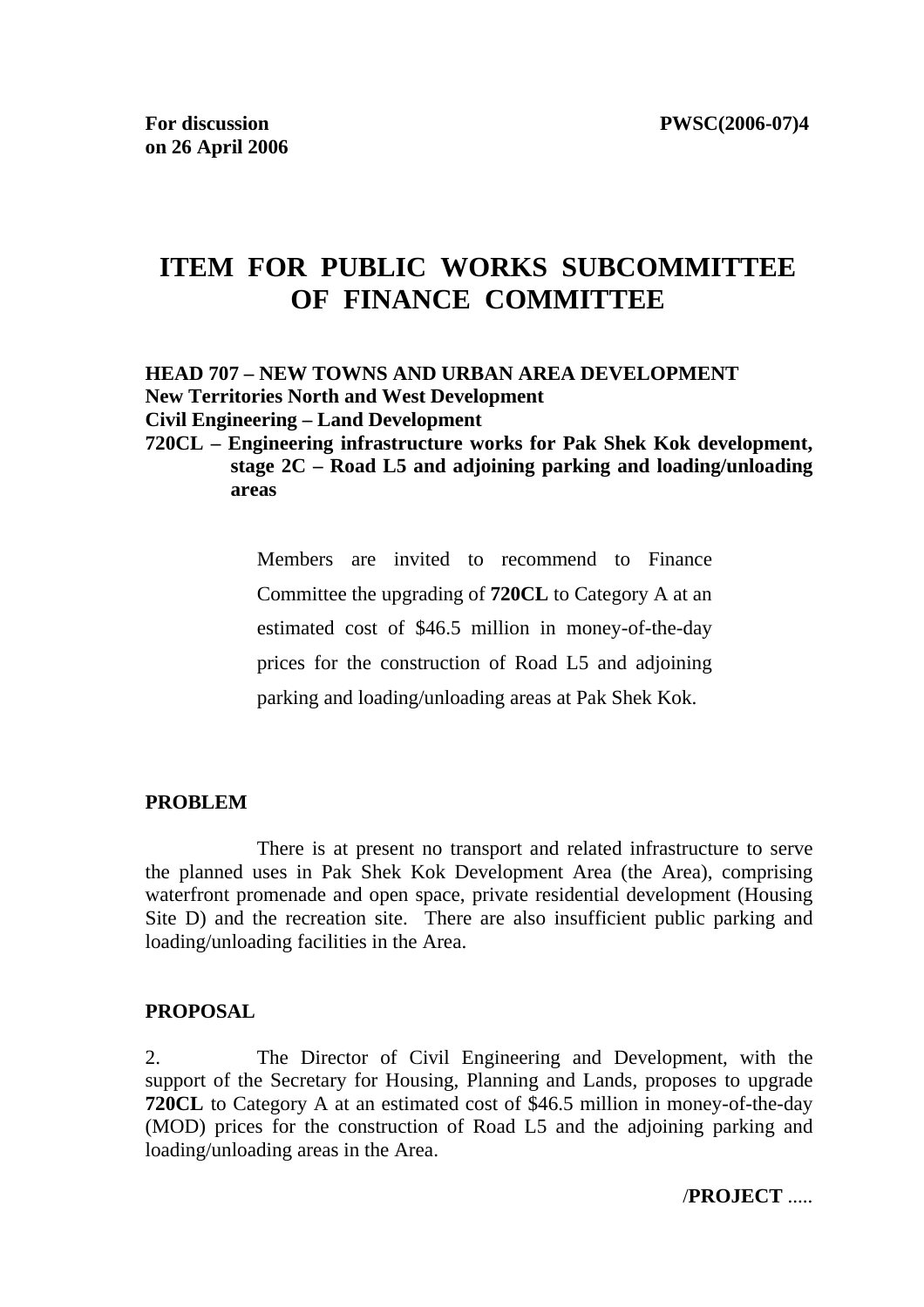**For discussion on 26 April 2006**

**PWSC(2006-07)4**

# ITEM FOR PUBLIC WORKS SUBCOMMITTEE OF FINANCE COMMITTEE

**HEAD 707 – NEW TOWNS AND URBAN AREA DEVELOPMENT**
**New Territories North and West Development**
**Civil Engineering – Land Development**
**720CL – Engineering infrastructure works for Pak Shek Kok development, stage 2C – Road L5 and adjoining parking and loading/unloading areas**

Members are invited to recommend to Finance Committee the upgrading of **720CL** to Category A at an estimated cost of $46.5 million in money-of-the-day prices for the construction of Road L5 and adjoining parking and loading/unloading areas at Pak Shek Kok.

## PROBLEM

There is at present no transport and related infrastructure to serve the planned uses in Pak Shek Kok Development Area (the Area), comprising waterfront promenade and open space, private residential development (Housing Site D) and the recreation site. There are also insufficient public parking and loading/unloading facilities in the Area.

## PROPOSAL

2. The Director of Civil Engineering and Development, with the support of the Secretary for Housing, Planning and Lands, proposes to upgrade **720CL** to Category A at an estimated cost of $46.5 million in money-of-the-day (MOD) prices for the construction of Road L5 and the adjoining parking and loading/unloading areas in the Area.

/**PROJECT** .....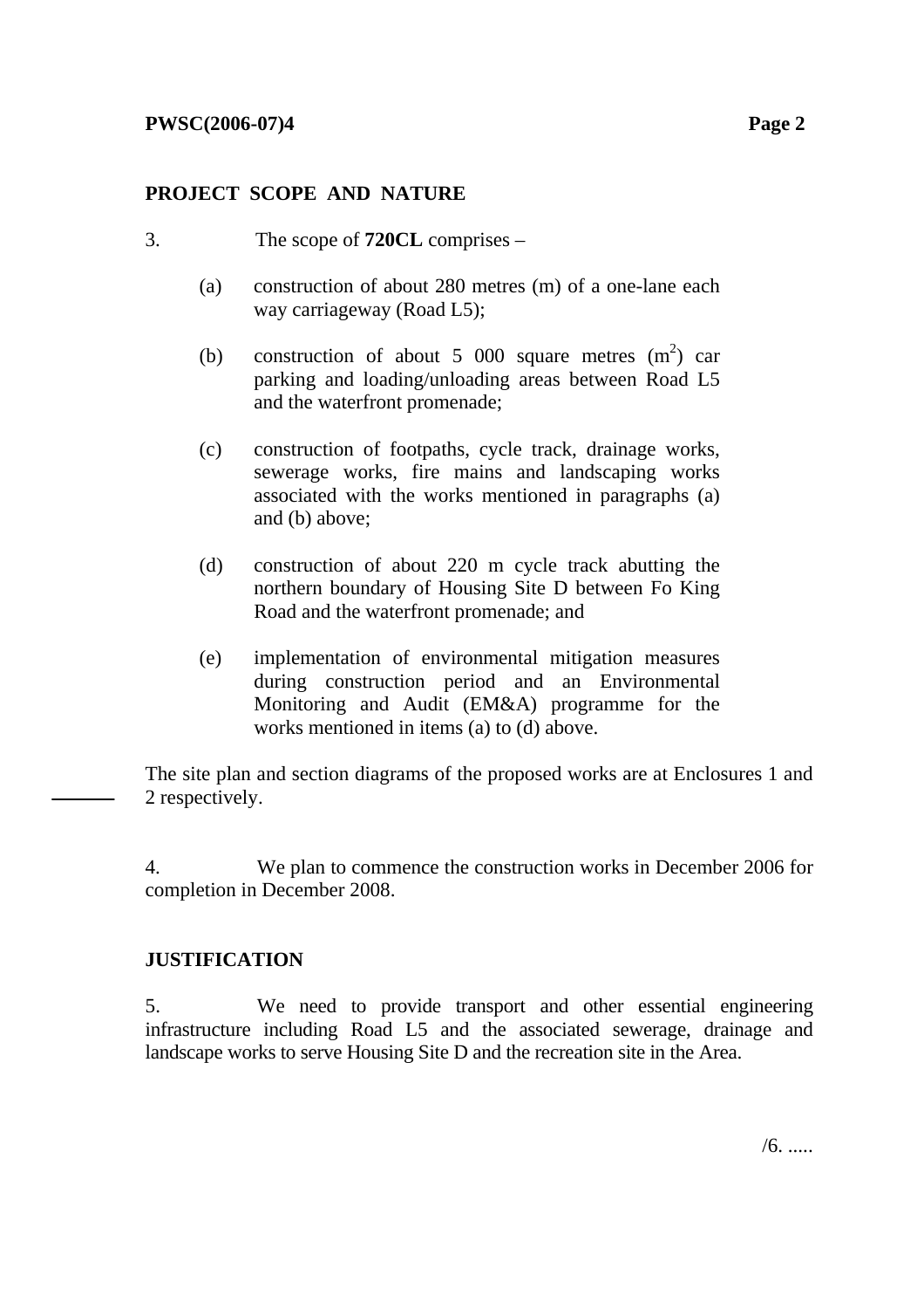## PROJECT SCOPE AND NATURE

3. The scope of **720CL** comprises –

   (a) construction of about 280 metres (m) of a one-lane each way carriageway (Road L5);

   (b) construction of about 5 000 square metres ($m^2$) car parking and loading/unloading areas between Road L5 and the waterfront promenade;

   (c) construction of footpaths, cycle track, drainage works, sewerage works, fire mains and landscaping works associated with the works mentioned in paragraphs (a) and (b) above;

   (d) construction of about 220 m cycle track abutting the northern boundary of Housing Site D between Fo King Road and the waterfront promenade; and

   (e) implementation of environmental mitigation measures during construction period and an Environmental Monitoring and Audit (EM&A) programme for the works mentioned in items (a) to (d) above.

The site plan and section diagrams of the proposed works are at Enclosures 1 and 2 respectively.

4. We plan to commence the construction works in December 2006 for completion in December 2008.

## JUSTIFICATION

5. We need to provide transport and other essential engineering infrastructure including Road L5 and the associated sewerage, drainage and landscape works to serve Housing Site D and the recreation site in the Area.

/6. .....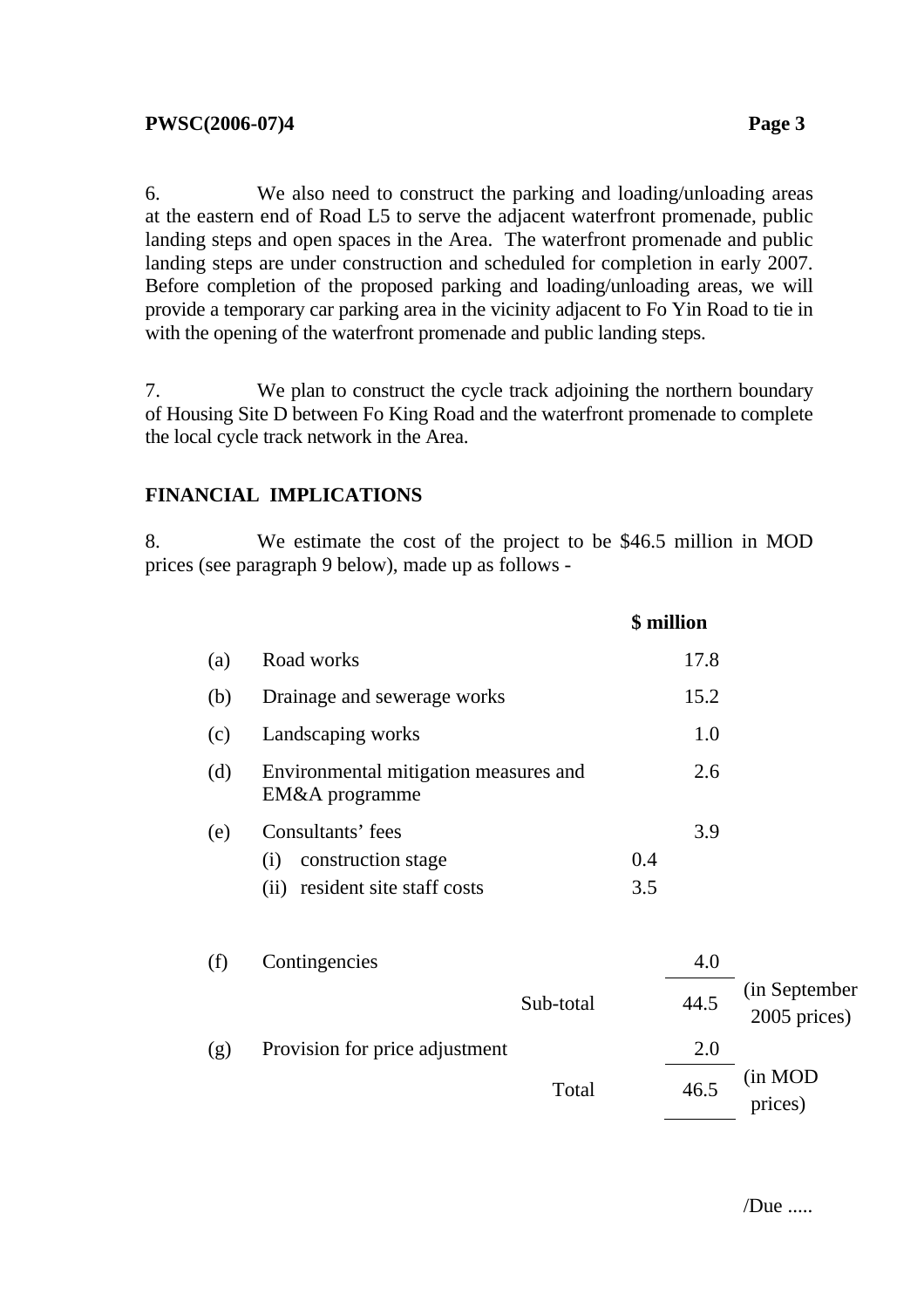6. We also need to construct the parking and loading/unloading areas at the eastern end of Road L5 to serve the adjacent waterfront promenade, public landing steps and open spaces in the Area. The waterfront promenade and public landing steps are under construction and scheduled for completion in early 2007. Before completion of the proposed parking and loading/unloading areas, we will provide a temporary car parking area in the vicinity adjacent to Fo Yin Road to tie in with the opening of the waterfront promenade and public landing steps.

7. We plan to construct the cycle track adjoining the northern boundary of Housing Site D between Fo King Road and the waterfront promenade to complete the local cycle track network in the Area.

## FINANCIAL IMPLICATIONS

8. We estimate the cost of the project to be $46.5 million in MOD prices (see paragraph 9 below), made up as follows -

| | | | $ million | |
|---|---|---|---|---|
| (a) | Road works | | 17.8 | |
| (b) | Drainage and sewerage works | | 15.2 | |
| (c) | Landscaping works | | 1.0 | |
| (d) | Environmental mitigation measures and EM&A programme | | 2.6 | |
| (e) | Consultants' fees | | 3.9 | |
| | (i) construction stage | 0.4 | | |
| | (ii) resident site staff costs | 3.5 | | |
| (f) | Contingencies | | 4.0 | |
| | Sub-total | | 44.5 | (in September 2005 prices) |
| (g) | Provision for price adjustment | | 2.0 | |
| | Total | | 46.5 | (in MOD prices) |

/Due .....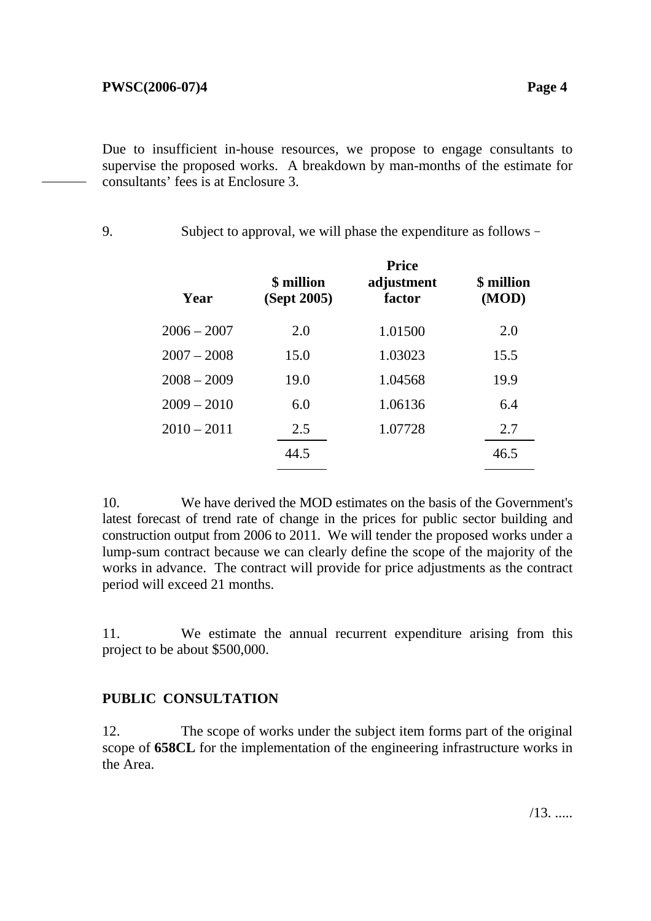Due to insufficient in-house resources, we propose to engage consultants to supervise the proposed works. A breakdown by man-months of the estimate for consultants' fees is at Enclosure 3.

9. Subject to approval, we will phase the expenditure as follows –

| Year | $ million (Sept 2005) | Price adjustment factor | $ million (MOD) |
|---|---|---|---|
| 2006 – 2007 | 2.0 | 1.01500 | 2.0 |
| 2007 – 2008 | 15.0 | 1.03023 | 15.5 |
| 2008 – 2009 | 19.0 | 1.04568 | 19.9 |
| 2009 – 2010 | 6.0 | 1.06136 | 6.4 |
| 2010 – 2011 | 2.5 | 1.07728 | 2.7 |
| | 44.5 | | 46.5 |

10. We have derived the MOD estimates on the basis of the Government's latest forecast of trend rate of change in the prices for public sector building and construction output from 2006 to 2011. We will tender the proposed works under a lump-sum contract because we can clearly define the scope of the majority of the works in advance. The contract will provide for price adjustments as the contract period will exceed 21 months.

11. We estimate the annual recurrent expenditure arising from this project to be about $500,000.

## PUBLIC CONSULTATION

12. The scope of works under the subject item forms part of the original scope of **658CL** for the implementation of the engineering infrastructure works in the Area.

/13. .....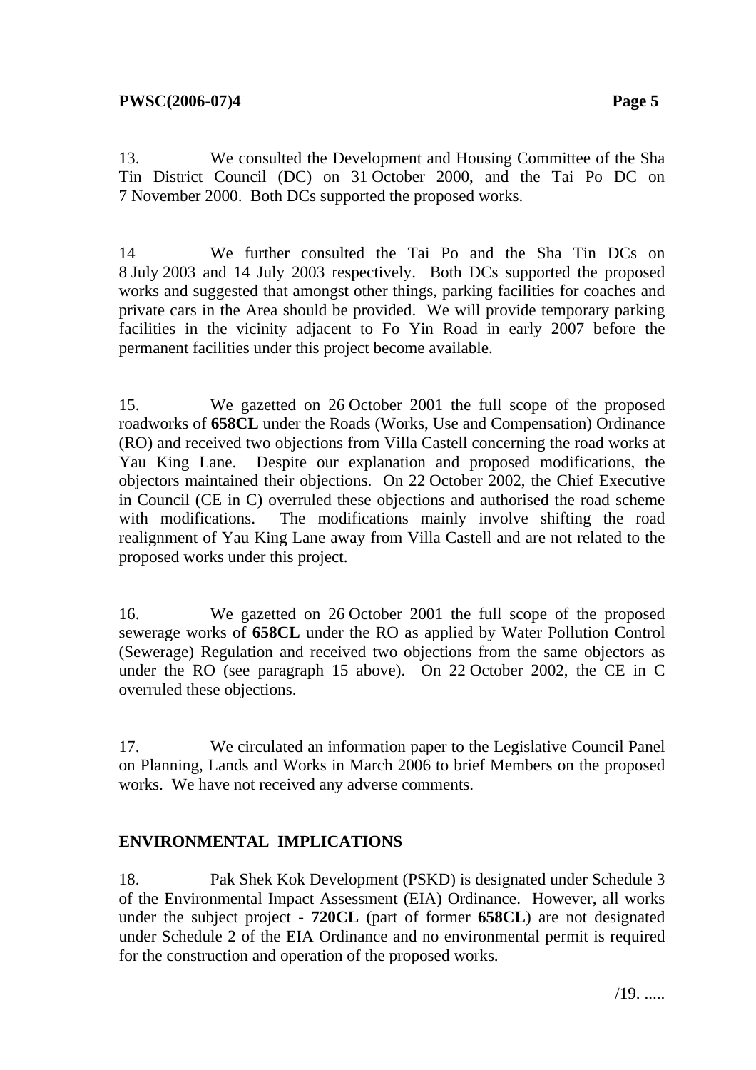13. We consulted the Development and Housing Committee of the Sha Tin District Council (DC) on 31 October 2000, and the Tai Po DC on 7 November 2000. Both DCs supported the proposed works.

14 We further consulted the Tai Po and the Sha Tin DCs on 8 July 2003 and 14 July 2003 respectively. Both DCs supported the proposed works and suggested that amongst other things, parking facilities for coaches and private cars in the Area should be provided. We will provide temporary parking facilities in the vicinity adjacent to Fo Yin Road in early 2007 before the permanent facilities under this project become available.

15. We gazetted on 26 October 2001 the full scope of the proposed roadworks of **658CL** under the Roads (Works, Use and Compensation) Ordinance (RO) and received two objections from Villa Castell concerning the road works at Yau King Lane. Despite our explanation and proposed modifications, the objectors maintained their objections. On 22 October 2002, the Chief Executive in Council (CE in C) overruled these objections and authorised the road scheme with modifications. The modifications mainly involve shifting the road realignment of Yau King Lane away from Villa Castell and are not related to the proposed works under this project.

16. We gazetted on 26 October 2001 the full scope of the proposed sewerage works of **658CL** under the RO as applied by Water Pollution Control (Sewerage) Regulation and received two objections from the same objectors as under the RO (see paragraph 15 above). On 22 October 2002, the CE in C overruled these objections.

17. We circulated an information paper to the Legislative Council Panel on Planning, Lands and Works in March 2006 to brief Members on the proposed works. We have not received any adverse comments.

## ENVIRONMENTAL IMPLICATIONS

18. Pak Shek Kok Development (PSKD) is designated under Schedule 3 of the Environmental Impact Assessment (EIA) Ordinance. However, all works under the subject project - **720CL** (part of former **658CL**) are not designated under Schedule 2 of the EIA Ordinance and no environmental permit is required for the construction and operation of the proposed works.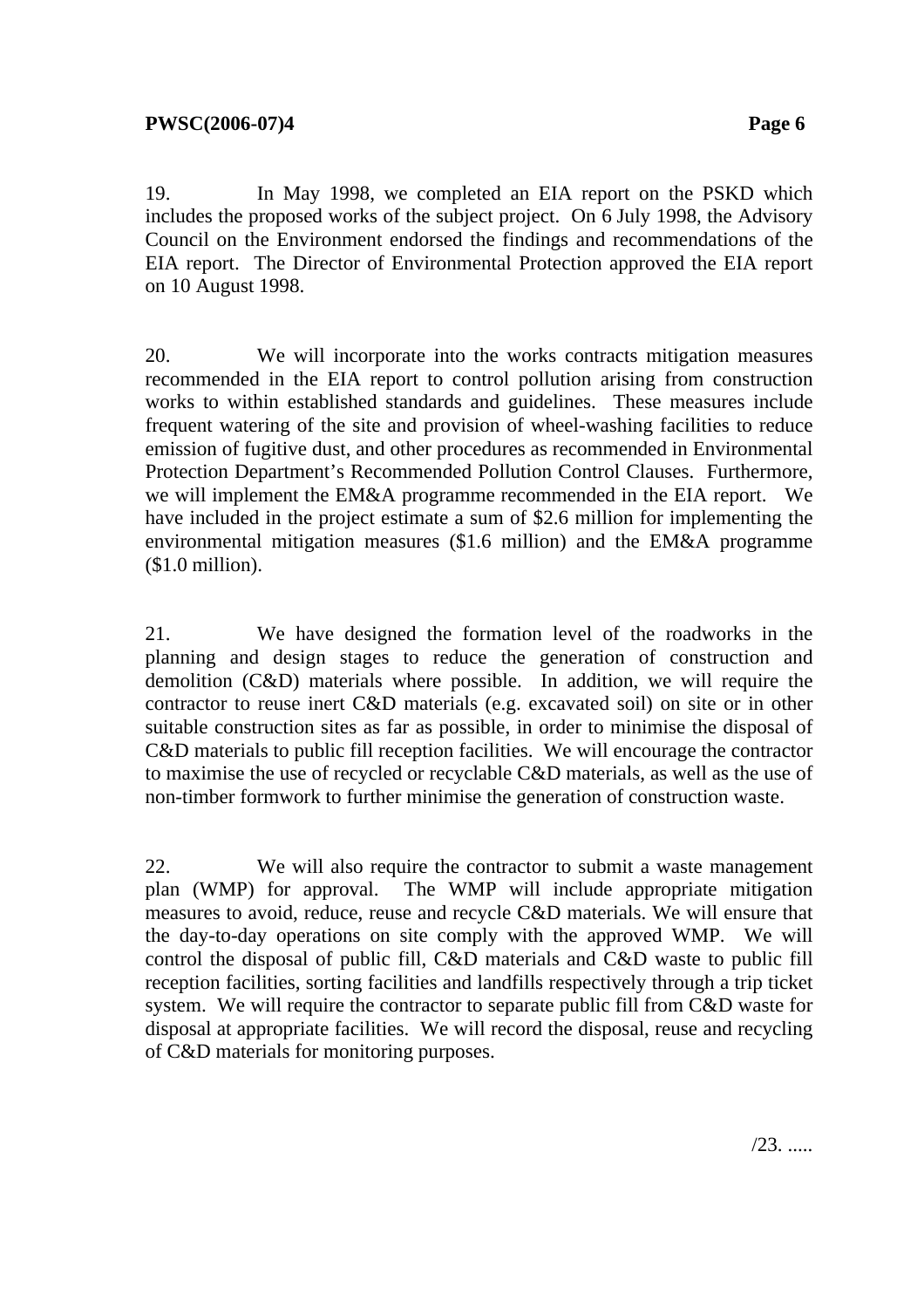19. In May 1998, we completed an EIA report on the PSKD which includes the proposed works of the subject project. On 6 July 1998, the Advisory Council on the Environment endorsed the findings and recommendations of the EIA report. The Director of Environmental Protection approved the EIA report on 10 August 1998.

20. We will incorporate into the works contracts mitigation measures recommended in the EIA report to control pollution arising from construction works to within established standards and guidelines. These measures include frequent watering of the site and provision of wheel-washing facilities to reduce emission of fugitive dust, and other procedures as recommended in Environmental Protection Department's Recommended Pollution Control Clauses. Furthermore, we will implement the EM&A programme recommended in the EIA report. We have included in the project estimate a sum of $2.6 million for implementing the environmental mitigation measures ($1.6 million) and the EM&A programme ($1.0 million).

21. We have designed the formation level of the roadworks in the planning and design stages to reduce the generation of construction and demolition (C&D) materials where possible. In addition, we will require the contractor to reuse inert C&D materials (e.g. excavated soil) on site or in other suitable construction sites as far as possible, in order to minimise the disposal of C&D materials to public fill reception facilities. We will encourage the contractor to maximise the use of recycled or recyclable C&D materials, as well as the use of non-timber formwork to further minimise the generation of construction waste.

22. We will also require the contractor to submit a waste management plan (WMP) for approval. The WMP will include appropriate mitigation measures to avoid, reduce, reuse and recycle C&D materials. We will ensure that the day-to-day operations on site comply with the approved WMP. We will control the disposal of public fill, C&D materials and C&D waste to public fill reception facilities, sorting facilities and landfills respectively through a trip ticket system. We will require the contractor to separate public fill from C&D waste for disposal at appropriate facilities. We will record the disposal, reuse and recycling of C&D materials for monitoring purposes.

/23. .....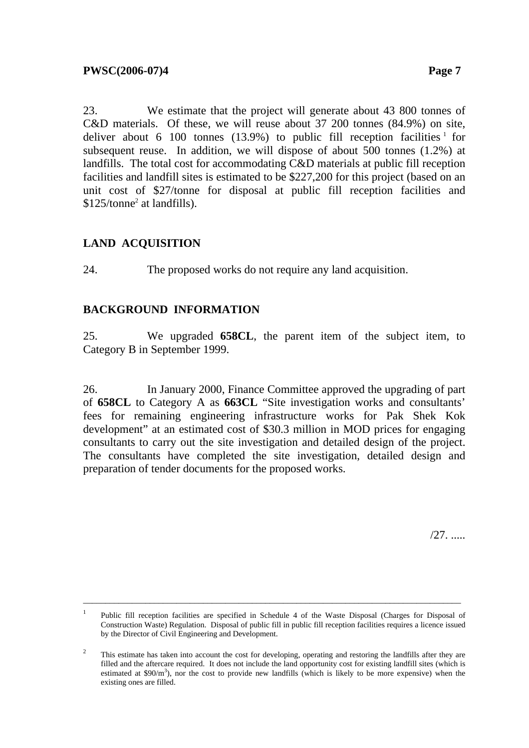23. We estimate that the project will generate about 43 800 tonnes of C&D materials. Of these, we will reuse about 37 200 tonnes (84.9%) on site, deliver about 6 100 tonnes (13.9%) to public fill reception facilities [1] for subsequent reuse. In addition, we will dispose of about 500 tonnes (1.2%) at landfills. The total cost for accommodating C&D materials at public fill reception facilities and landfill sites is estimated to be $227,200 for this project (based on an unit cost of $27/tonne for disposal at public fill reception facilities and $125/tonne[2] at landfills).

## LAND ACQUISITION

24. The proposed works do not require any land acquisition.

## BACKGROUND INFORMATION

25. We upgraded **658CL**, the parent item of the subject item, to Category B in September 1999.

26. In January 2000, Finance Committee approved the upgrading of part of **658CL** to Category A as **663CL** "Site investigation works and consultants' fees for remaining engineering infrastructure works for Pak Shek Kok development" at an estimated cost of $30.3 million in MOD prices for engaging consultants to carry out the site investigation and detailed design of the project. The consultants have completed the site investigation, detailed design and preparation of tender documents for the proposed works.

/27. .....

---

[1] Public fill reception facilities are specified in Schedule 4 of the Waste Disposal (Charges for Disposal of Construction Waste) Regulation. Disposal of public fill in public fill reception facilities requires a licence issued by the Director of Civil Engineering and Development.

[2] This estimate has taken into account the cost for developing, operating and restoring the landfills after they are filled and the aftercare required. It does not include the land opportunity cost for existing landfill sites (which is estimated at $90/m$^3$), nor the cost to provide new landfills (which is likely to be more expensive) when the existing ones are filled.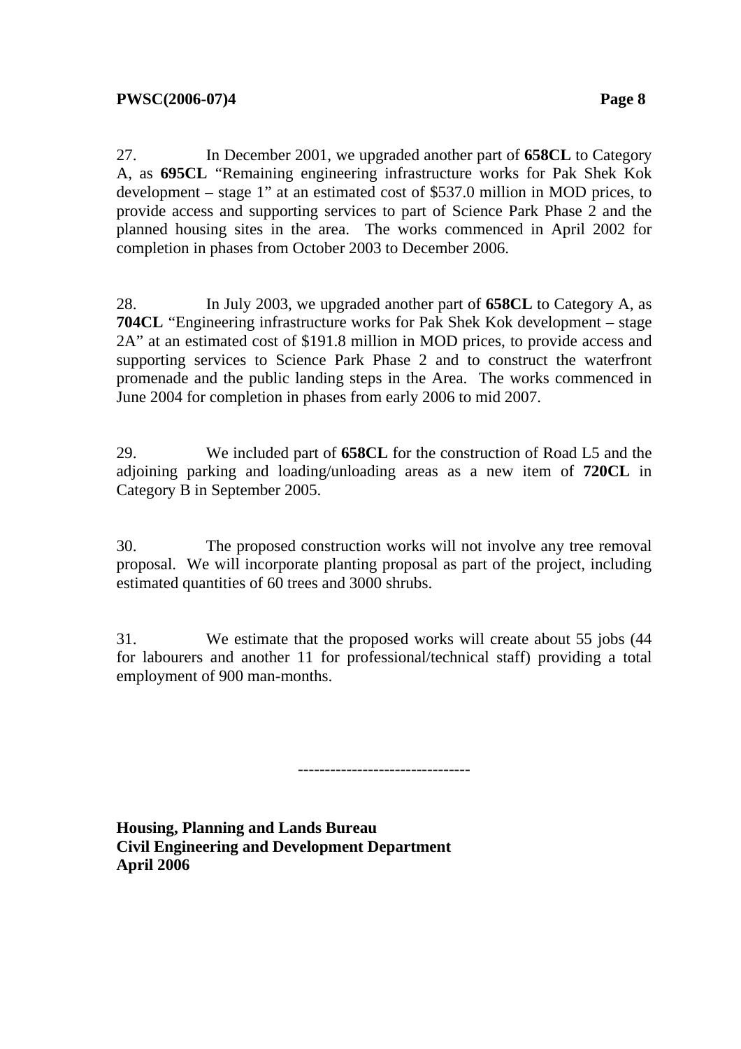27. In December 2001, we upgraded another part of **658CL** to Category A, as **695CL** "Remaining engineering infrastructure works for Pak Shek Kok development – stage 1" at an estimated cost of $537.0 million in MOD prices, to provide access and supporting services to part of Science Park Phase 2 and the planned housing sites in the area. The works commenced in April 2002 for completion in phases from October 2003 to December 2006.

28. In July 2003, we upgraded another part of **658CL** to Category A, as **704CL** "Engineering infrastructure works for Pak Shek Kok development – stage 2A" at an estimated cost of $191.8 million in MOD prices, to provide access and supporting services to Science Park Phase 2 and to construct the waterfront promenade and the public landing steps in the Area. The works commenced in June 2004 for completion in phases from early 2006 to mid 2007.

29. We included part of **658CL** for the construction of Road L5 and the adjoining parking and loading/unloading areas as a new item of **720CL** in Category B in September 2005.

30. The proposed construction works will not involve any tree removal proposal. We will incorporate planting proposal as part of the project, including estimated quantities of 60 trees and 3000 shrubs.

31. We estimate that the proposed works will create about 55 jobs (44 for labourers and another 11 for professional/technical staff) providing a total employment of 900 man-months.

--------------------------------

**Housing, Planning and Lands Bureau**
**Civil Engineering and Development Department**
**April 2006**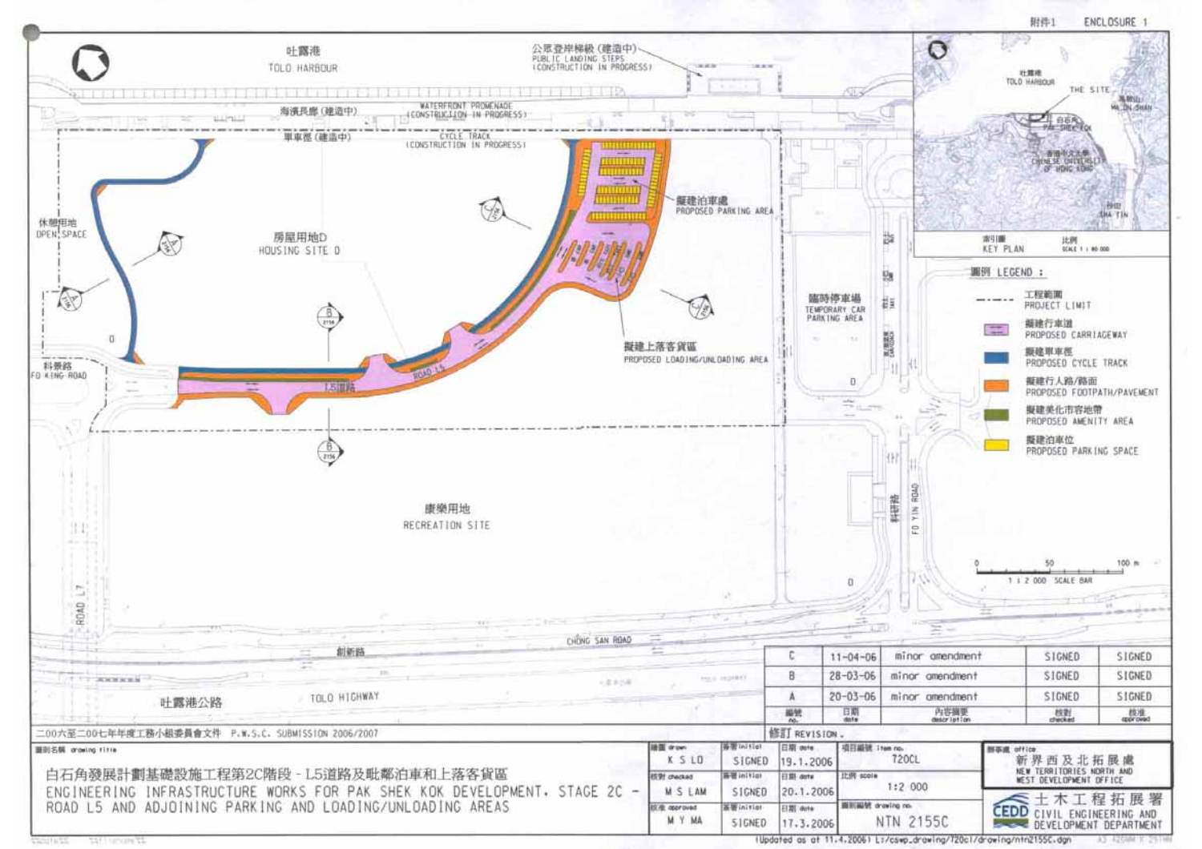附件1 ENCLOSURE 1

吐露港
TOLO HARBOUR

公眾登岸梯級 (建造中)
PUBLIC LANDING STEPS (CONSTRUCTION IN PROGRESS)

海濱長廊 (建造中)
WATERFRONT PROMENADE (CONSTRUCTION IN PROGRESS)

單車徑 (建造中)
CYCLE TRACK (CONSTRUCTION IN PROGRESS)

休憩用地
OPEN SPACE

房屋用地D
HOUSING SITE D

擬建泊車處
PROPOSED PARKING AREA

擬建上落客貨區
PROPOSED LOADING/UNLOADING AREA

科景路
FO KING ROAD

L5道路
ROAD L5

臨時停車場
TEMPORARY CAR PARKING AREA

科研路
FO YIN ROAD

康樂用地
RECREATION SITE

ROAD L7

創新路
CHONG SAN ROAD

吐露港公路
TOLO HIGHWAY

索引圖 KEY PLAN
比例 SCALE 1 : 80 000

吐露港 TOLO HARBOUR
THE SITE
馬鞍山 MA ON SHAN
白石角 PAK SHEK KOK
香港中文大學 CHINESE UNIVERSITY OF HONG KONG
沙田 SHA TIN

圖例 LEGEND :

- 工程範圍 PROJECT LIMIT
- 擬建行車道 PROPOSED CARRIAGEWAY
- 擬建單車徑 PROPOSED CYCLE TRACK
- 擬建行人路/路面 PROPOSED FOOTPATH/PAVEMENT
- 擬建美化市容地帶 PROPOSED AMENITY AREA
- 擬建泊車位 PROPOSED PARKING SPACE

0 50 100 m
1 : 2 000 SCALE BAR

| 修訂 REVISION | 日期 date | 內容摘要 description | 核對 checked | 核准 approved |
|---|---|---|---|---|
| C | 11-04-06 | minor amendment | SIGNED | SIGNED |
| B | 28-03-06 | minor amendment | SIGNED | SIGNED |
| A | 20-03-06 | minor amendment | SIGNED | SIGNED |

二00六至二00七年年度工務小組委員會文件 P.W.S.C. SUBMISSION 2006/2007

圖則名稱 drawing title

白石角發展計劃基礎設施工程第2C階段 - L5道路及毗鄰泊車和上落客貨區

ENGINEERING INFRASTRUCTURE WORKS FOR PAK SHEK KOK DEVELOPMENT, STAGE 2C - ROAD L5 AND ADJOINING PARKING AND LOADING/UNLOADING AREAS

| | | 簽署 initial | 日期 date |
|---|---|---|---|
| 繪圖 drawn | K S LO | SIGNED | 19.1.2006 |
| 核對 checked | M S LAM | SIGNED | 20.1.2006 |
| 核准 approved | M Y MA | SIGNED | 17.3.2006 |

項目編號 item no. 720CL
比例 scale 1:2 000
圖則編號 drawing no. NTN 2155C

辦事處 office
新界西及北拓展處
NEW TERRITORIES NORTH AND WEST DEVELOPMENT OFFICE

土木工程拓展署
CIVIL ENGINEERING AND DEVELOPMENT DEPARTMENT

(Updated as at 11.4.2006) L:/cswp_drawing/720cl/drawing/ntn2155C.dgn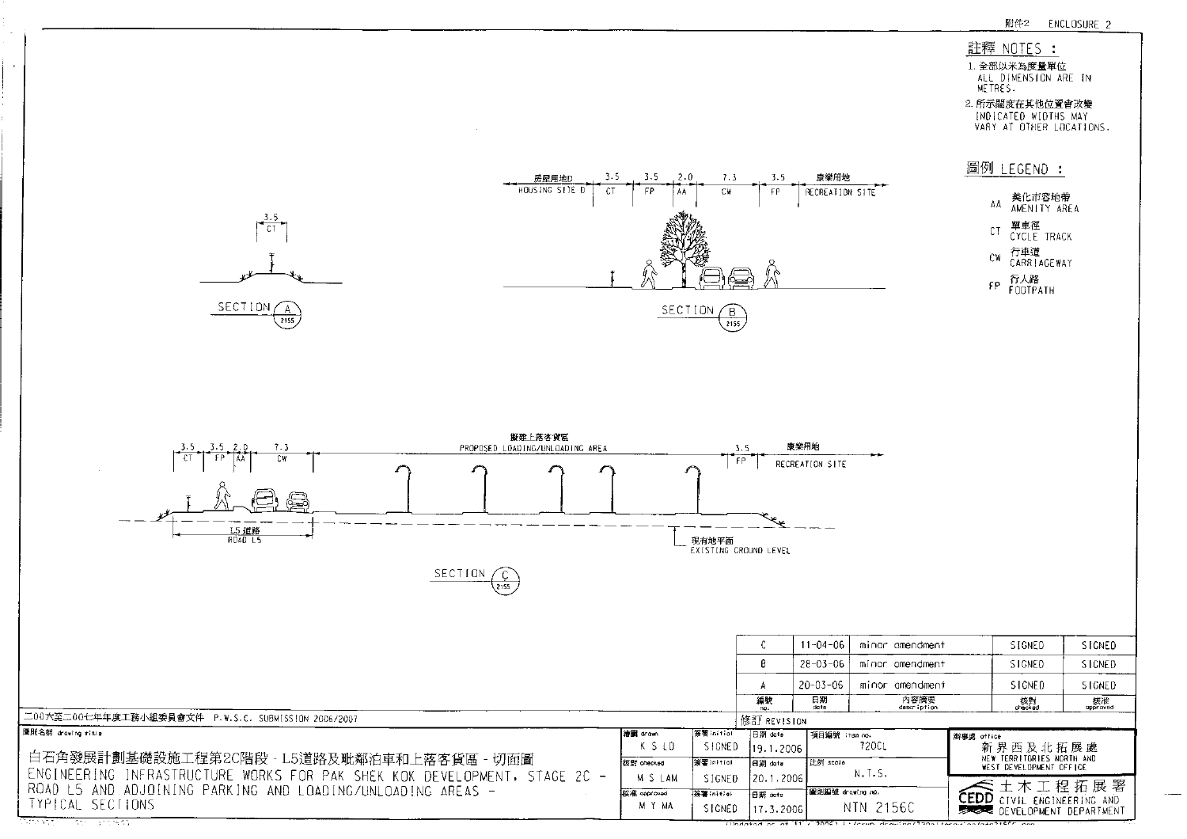附件2 ENCLOSURE 2

## 註釋 NOTES :

1. 全部以米為度量單位
   ALL DIMENSION ARE IN METRES.
2. 所示闊度在其他位置會改變
   INDICATED WIDTHS MAY VARY AT OTHER LOCATIONS.

## 圖例 LEGEND :

- AA 美化市容地帶 AMENITY AREA
- CT 單車徑 CYCLE TRACK
- CW 行車道 CARRIAGEWAY
- FP 行人路 FOOTPATH

3.5 CT

SECTION A (2155)

房屋用地D HOUSING SITE D | 3.5 CT | 3.5 FP | 2.0 AA | 7.3 CW | 3.5 FP | 康樂用地 RECREATION SITE

SECTION B (2155)

3.5 CT | 3.5 FP | 2.0 AA | 7.3 CW | 擬建上落客貨區 PROPOSED LOADING/UNLOADING AREA | 3.5 FP | 康樂用地 RECREATION SITE

L5道路 ROAD L5

現有地平面 EXISTING GROUND LEVEL

SECTION C (2155)

| 編號 no. | 日期 date | 內容摘要 description | 核對 checked | 核准 approved |
|---|---|---|---|---|
| C | 11-04-06 | minor amendment | SIGNED | SIGNED |
| B | 28-03-06 | minor amendment | SIGNED | SIGNED |
| A | 20-03-06 | minor amendment | SIGNED | SIGNED |

修訂 REVISION

二〇〇六至二〇〇七年年度工務小組委員會文件 P.W.S.C. SUBMISSION 2006/2007

圖則名稱 drawing title

白石角發展計劃基礎設施工程第2C階段 - L5道路及毗鄰泊車和上落客貨區 - 切面圖

ENGINEERING INFRASTRUCTURE WORKS FOR PAK SHEK KOK DEVELOPMENT, STAGE 2C - ROAD L5 AND ADJOINING PARKING AND LOADING/UNLOADING AREAS - TYPICAL SECTIONS

| | | 簽署 initial | 日期 date | |
|---|---|---|---|---|
| 繪圖 drawn | K S LO | SIGNED | 19.1.2006 | 項目編號 item no. 720CL |
| 核對 checked | M S LAM | SIGNED | 20.1.2006 | 比例 scale N.T.S. |
| 核准 approved | M Y MA | SIGNED | 17.3.2006 | 圖則編號 drawing no. NTN 2156C |

辦事處 office
新界西及北拓展處
NEW TERRITORIES NORTH AND WEST DEVELOPMENT OFFICE

土木工程拓展署
CEDD CIVIL ENGINEERING AND DEVELOPMENT DEPARTMENT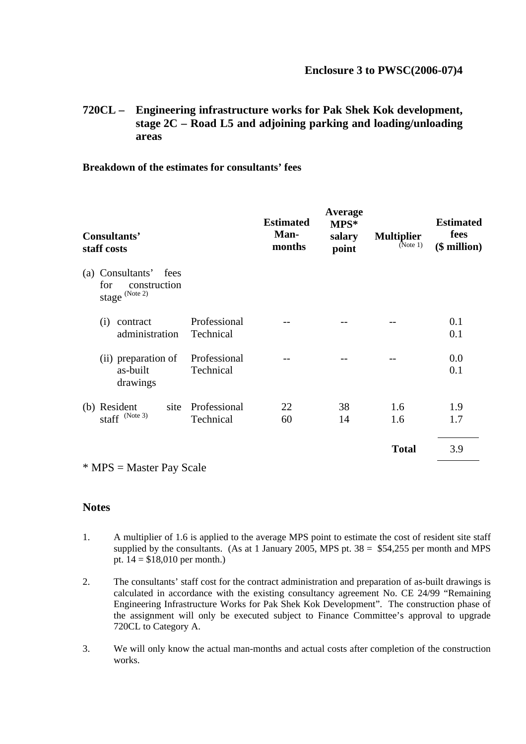**Enclosure 3 to PWSC(2006-07)4**

## 720CL – Engineering infrastructure works for Pak Shek Kok development, stage 2C – Road L5 and adjoining parking and loading/unloading areas

**Breakdown of the estimates for consultants' fees**

| **Consultants' staff costs** | | **Estimated Man-months** | **Average MPS* salary point** | **Multiplier** (Note 1) | **Estimated fees ($ million)** |
|---|---|---|---|---|---|
| (a) Consultants' fees for construction stage (Note 2) | | | | | |
| (i) contract administration | Professional | -- | -- | -- | 0.1 |
| | Technical | | | | 0.1 |
| (ii) preparation of as-built drawings | Professional | -- | -- | -- | 0.0 |
| | Technical | | | | 0.1 |
| (b) Resident site staff (Note 3) | Professional | 22 | 38 | 1.6 | 1.9 |
| | Technical | 60 | 14 | 1.6 | 1.7 |
| | | | | **Total** | 3.9 |

\* MPS = Master Pay Scale

**Notes**

1. A multiplier of 1.6 is applied to the average MPS point to estimate the cost of resident site staff supplied by the consultants. (As at 1 January 2005, MPS pt. 38 = $54,255 per month and MPS pt. 14 = $18,010 per month.)

2. The consultants' staff cost for the contract administration and preparation of as-built drawings is calculated in accordance with the existing consultancy agreement No. CE 24/99 "Remaining Engineering Infrastructure Works for Pak Shek Kok Development". The construction phase of the assignment will only be executed subject to Finance Committee's approval to upgrade 720CL to Category A.

3. We will only know the actual man-months and actual costs after completion of the construction works.